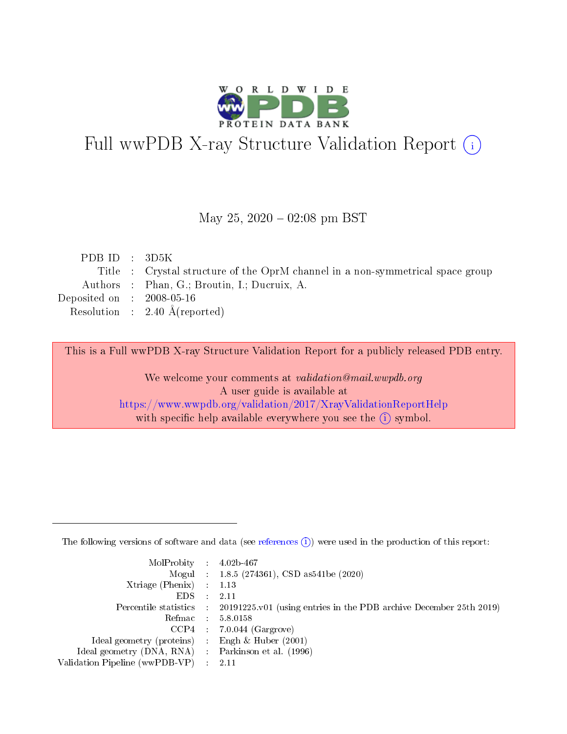# Full wwPDB X-ray Structure Validation Report (i)

May 25, 2020 – 02:08 pm BST

| | | |
|---|---|---|
| PDB ID | : | 3D5K |
| Title | : | Crystal structure of the OprM channel in a non-symmetrical space group |
| Authors | : | Phan, G.; Broutin, I.; Ducruix, A. |
| Deposited on | : | 2008-05-16 |
| Resolution | : | 2.40 Å(reported) |

This is a Full wwPDB X-ray Structure Validation Report for a publicly released PDB entry.

We welcome your comments at *validation@mail.wwpdb.org*
A user guide is available at
https://www.wwpdb.org/validation/2017/XrayValidationReportHelp
with specific help available everywhere you see the (i) symbol.

---

The following versions of software and data (see references (i)) were used in the production of this report:

| | | |
|---|---|---|
| MolProbity | : | 4.02b-467 |
| Mogul | : | 1.8.5 (274361), CSD as541be (2020) |
| Xtriage (Phenix) | : | 1.13 |
| EDS | : | 2.11 |
| Percentile statistics | : | 20191225.v01 (using entries in the PDB archive December 25th 2019) |
| Refmac | : | 5.8.0158 |
| CCP4 | : | 7.0.044 (Gargrove) |
| Ideal geometry (proteins) | : | Engh & Huber (2001) |
| Ideal geometry (DNA, RNA) | : | Parkinson et al. (1996) |
| Validation Pipeline (wwPDB-VP) | : | 2.11 |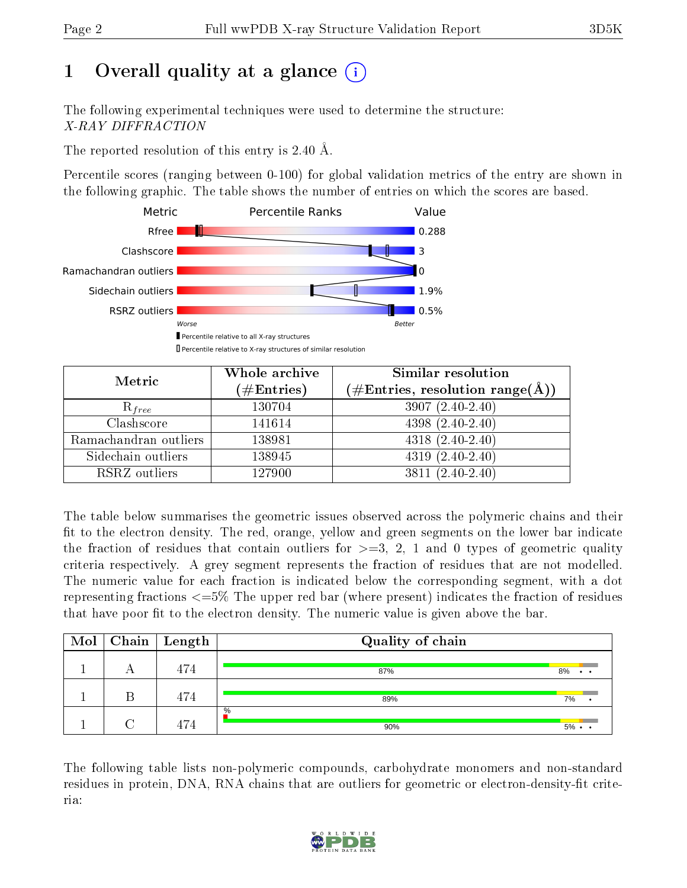# 1 Overall quality at a glance

The following experimental techniques were used to determine the structure: *X-RAY DIFFRACTION*

The reported resolution of this entry is 2.40 Å.

Percentile scores (ranging between 0-100) for global validation metrics of the entry are shown in the following graphic. The table shows the number of entries on which the scores are based.

| Metric | Value |
|---|---|
| Rfree | 0.288 |
| Clashscore | 3 |
| Ramachandran outliers | 0 |
| Sidechain outliers | 1.9% |
| RSRZ outliers | 0.5% |

| Metric | Whole archive (#Entries) | Similar resolution (#Entries, resolution range(Å)) |
|---|---|---|
| $R_{free}$ | 130704 | 3907 (2.40-2.40) |
| Clashscore | 141614 | 4398 (2.40-2.40) |
| Ramachandran outliers | 138981 | 4318 (2.40-2.40) |
| Sidechain outliers | 138945 | 4319 (2.40-2.40) |
| RSRZ outliers | 127900 | 3811 (2.40-2.40) |

The table below summarises the geometric issues observed across the polymeric chains and their fit to the electron density. The red, orange, yellow and green segments on the lower bar indicate the fraction of residues that contain outliers for >=3, 2, 1 and 0 types of geometric quality criteria respectively. A grey segment represents the fraction of residues that are not modelled. The numeric value for each fraction is indicated below the corresponding segment, with a dot representing fractions <=5% The upper red bar (where present) indicates the fraction of residues that have poor fit to the electron density. The numeric value is given above the bar.

| Mol | Chain | Length | Quality of chain |
|---|---|---|---|
| 1 | A | 474 | 87% 8% • • |
| 1 | B | 474 | 89% 7% • |
| 1 | C | 474 | % 90% 5% • • |

The following table lists non-polymeric compounds, carbohydrate monomers and non-standard residues in protein, DNA, RNA chains that are outliers for geometric or electron-density-fit criteria: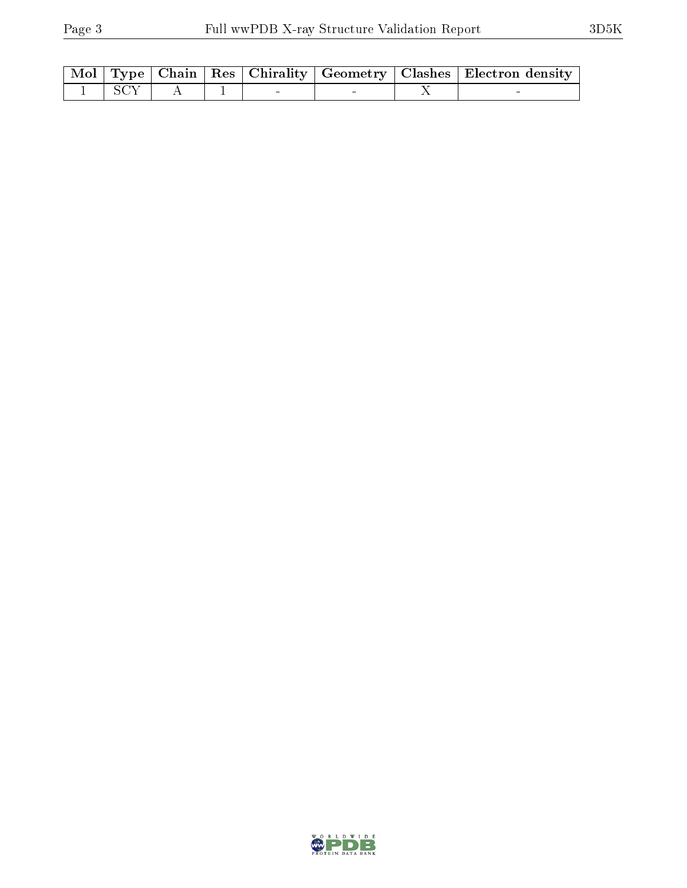| Mol | Type | Chain | Res | Chirality | Geometry | Clashes | Electron density |
|---|---|---|---|---|---|---|---|
| 1 | SCY | A | 1 | - | - | X | - |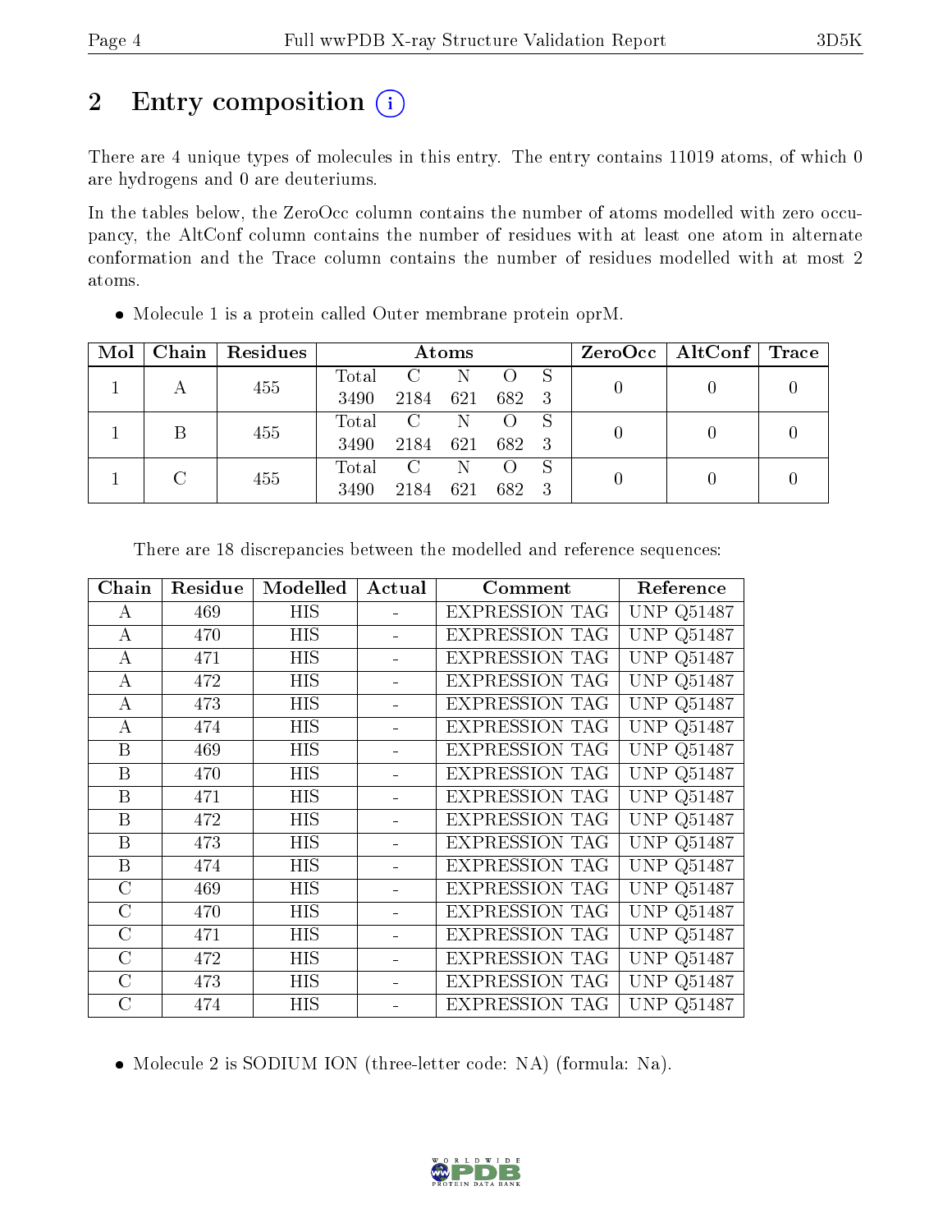# 2 Entry composition

There are 4 unique types of molecules in this entry. The entry contains 11019 atoms, of which 0 are hydrogens and 0 are deuteriums.

In the tables below, the ZeroOcc column contains the number of atoms modelled with zero occupancy, the AltConf column contains the number of residues with at least one atom in alternate conformation and the Trace column contains the number of residues modelled with at most 2 atoms.

- Molecule 1 is a protein called Outer membrane protein oprM.

| Mol | Chain | Residues | Atoms | | | | | ZeroOcc | AltConf | Trace |
|---|---|---|---|---|---|---|---|---|---|---|
| 1 | A | 455 | Total 3490 | C 2184 | N 621 | O 682 | S 3 | 0 | 0 | 0 |
| 1 | B | 455 | Total 3490 | C 2184 | N 621 | O 682 | S 3 | 0 | 0 | 0 |
| 1 | C | 455 | Total 3490 | C 2184 | N 621 | O 682 | S 3 | 0 | 0 | 0 |

There are 18 discrepancies between the modelled and reference sequences:

| Chain | Residue | Modelled | Actual | Comment | Reference |
|---|---|---|---|---|---|
| A | 469 | HIS | - | EXPRESSION TAG | UNP Q51487 |
| A | 470 | HIS | - | EXPRESSION TAG | UNP Q51487 |
| A | 471 | HIS | - | EXPRESSION TAG | UNP Q51487 |
| A | 472 | HIS | - | EXPRESSION TAG | UNP Q51487 |
| A | 473 | HIS | - | EXPRESSION TAG | UNP Q51487 |
| A | 474 | HIS | - | EXPRESSION TAG | UNP Q51487 |
| B | 469 | HIS | - | EXPRESSION TAG | UNP Q51487 |
| B | 470 | HIS | - | EXPRESSION TAG | UNP Q51487 |
| B | 471 | HIS | - | EXPRESSION TAG | UNP Q51487 |
| B | 472 | HIS | - | EXPRESSION TAG | UNP Q51487 |
| B | 473 | HIS | - | EXPRESSION TAG | UNP Q51487 |
| B | 474 | HIS | - | EXPRESSION TAG | UNP Q51487 |
| C | 469 | HIS | - | EXPRESSION TAG | UNP Q51487 |
| C | 470 | HIS | - | EXPRESSION TAG | UNP Q51487 |
| C | 471 | HIS | - | EXPRESSION TAG | UNP Q51487 |
| C | 472 | HIS | - | EXPRESSION TAG | UNP Q51487 |
| C | 473 | HIS | - | EXPRESSION TAG | UNP Q51487 |
| C | 474 | HIS | - | EXPRESSION TAG | UNP Q51487 |

- Molecule 2 is SODIUM ION (three-letter code: NA) (formula: Na).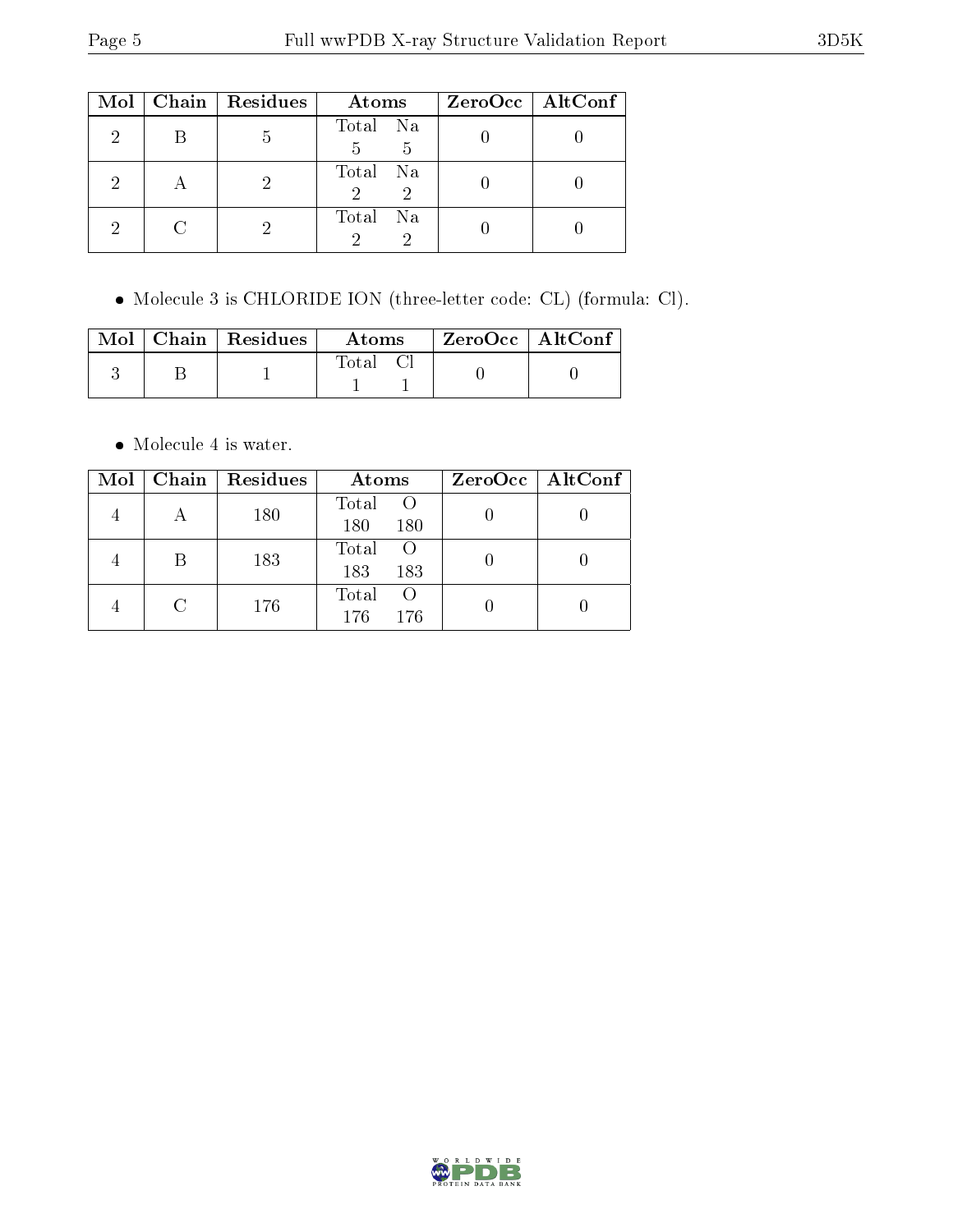| Mol | Chain | Residues | Atoms | | ZeroOcc | AltConf |
|---|---|---|---|---|---|---|
| 2 | B | 5 | Total 5 | Na 5 | 0 | 0 |
| 2 | A | 2 | Total 2 | Na 2 | 0 | 0 |
| 2 | C | 2 | Total 2 | Na 2 | 0 | 0 |

- Molecule 3 is CHLORIDE ION (three-letter code: CL) (formula: Cl).

| Mol | Chain | Residues | Atoms | | ZeroOcc | AltConf |
|---|---|---|---|---|---|---|
| 3 | B | 1 | Total 1 | Cl 1 | 0 | 0 |

- Molecule 4 is water.

| Mol | Chain | Residues | Atoms | | ZeroOcc | AltConf |
|---|---|---|---|---|---|---|
| 4 | A | 180 | Total 180 | O 180 | 0 | 0 |
| 4 | B | 183 | Total 183 | O 183 | 0 | 0 |
| 4 | C | 176 | Total 176 | O 176 | 0 | 0 |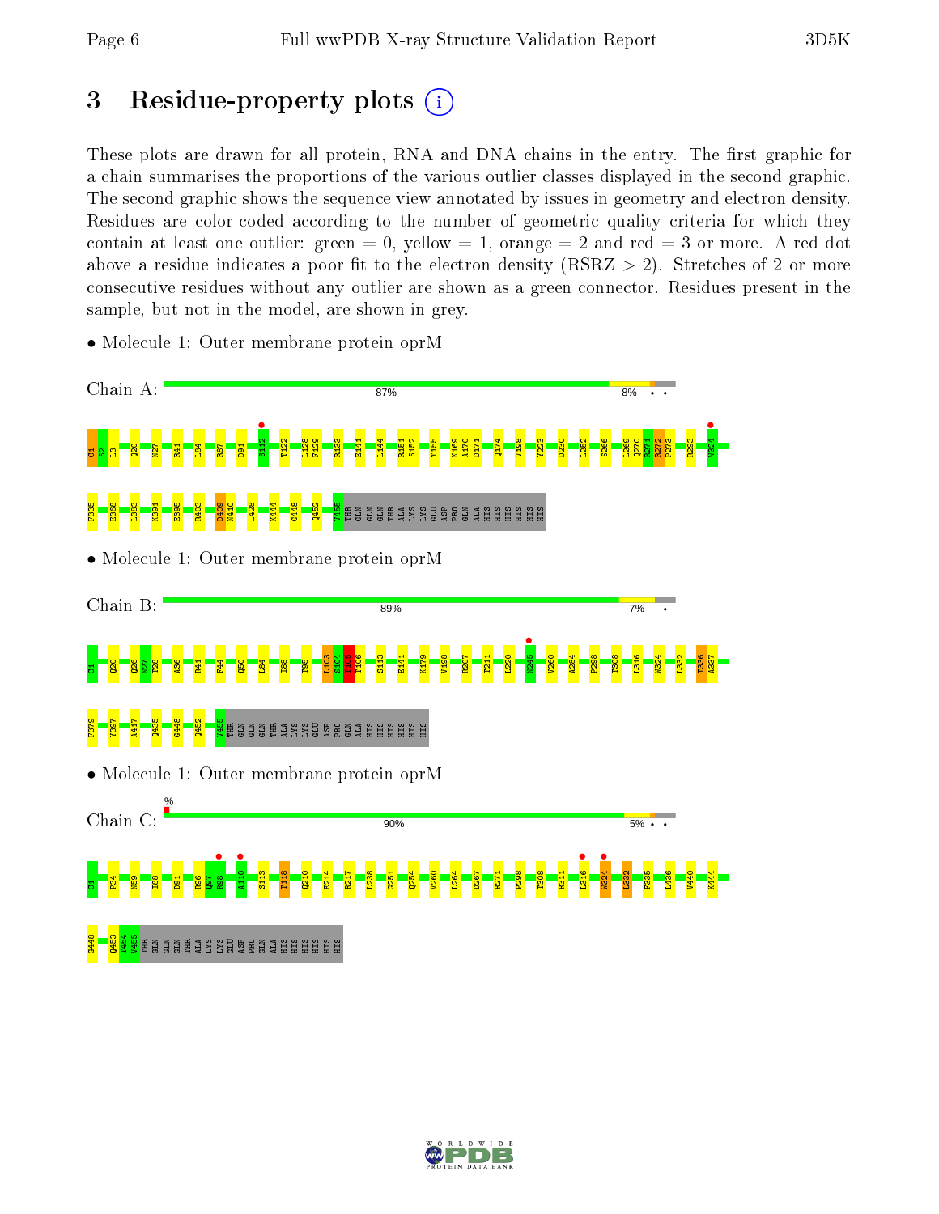# 3 Residue-property plots

These plots are drawn for all protein, RNA and DNA chains in the entry. The first graphic for a chain summarises the proportions of the various outlier classes displayed in the second graphic. The second graphic shows the sequence view annotated by issues in geometry and electron density. Residues are color-coded according to the number of geometric quality criteria for which they contain at least one outlier: green = 0, yellow = 1, orange = 2 and red = 3 or more. A red dot above a residue indicates a poor fit to the electron density (RSRZ > 2). Stretches of 2 or more consecutive residues without any outlier are shown as a green connector. Residues present in the sample, but not in the model, are shown in grey.

- Molecule 1: Outer membrane protein oprM

Chain A: 87% 8% • •

C1 S2 L3 Q20 N27 R41 L84 R87 D91 S112 T122 L128 F129 R133 E141 L144 R151 S152 T155 K169 A170 D171 Q174 V198 Y223 D230 L252 S266 L269 Q270 R271 R272 P273 R293 W324 F335 E368 L383 K391 E395 R403 D409 N410 L428 K444 G448 Q452 V455 THR GLN GLN THR ALA LYS LYS GLU ASP PRO GLN ALA HIS HIS HIS HIS HIS HIS

- Molecule 1: Outer membrane protein oprM

Chain B: 89% 7% •

C1 Q20 Q26 N27 T28 A36 R41 F44 Q50 L84 I88 T95 L103 S104 T105 T106 S113 E141 K179 V198 R207 T211 L220 N245 V260 A284 P298 T308 L316 W324 L332 T336 A337 F379 Y397 A417 Q435 G448 Q452 V455 THR GLN GLN GLN THR ALA LYS LYS GLU ASP PRO GLN ALA HIS HIS HIS HIS HIS HIS

- Molecule 1: Outer membrane protein oprM

Chain C: % 90% 5% • •

C1 P34 N59 I88 D91 R96 Q97 R98 A110 S113 T118 Q210 E214 R217 L238 G251 Q254 V260 L264 D267 R271 P298 T308 R311 L316 W324 L332 F335 L436 V440 K444 G448 Q453 T454 V455 THR GLN GLN GLN THR ALA LYS LYS GLU ASP PRO GLN ALA HIS HIS HIS HIS HIS HIS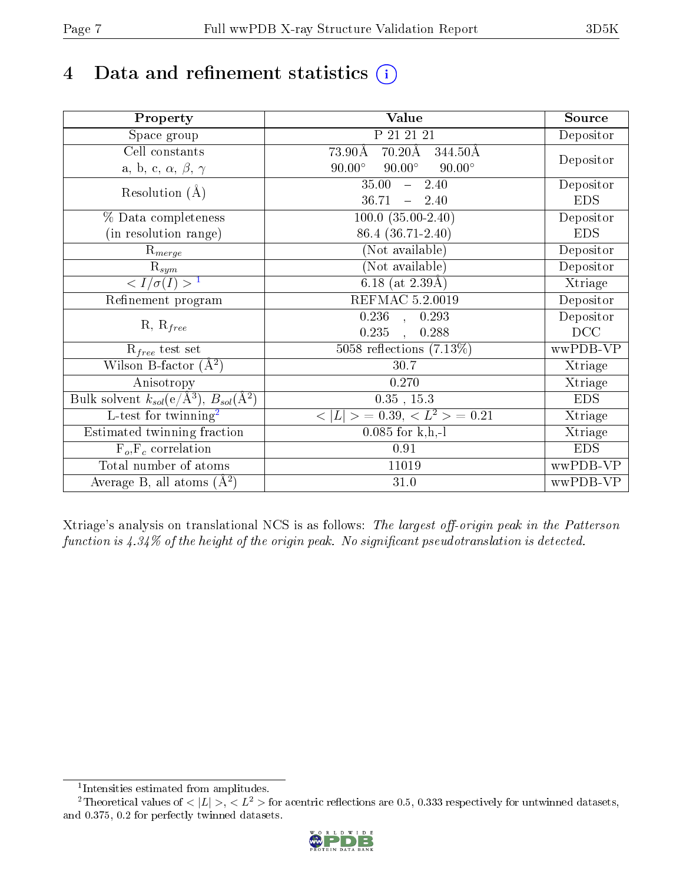# 4 Data and refinement statistics (i)

| Property | Value | Source |
|---|---|---|
| Space group | P 21 21 21 | Depositor |
| Cell constants<br>a, b, c, $\alpha$, $\beta$, $\gamma$ | 73.90Å 70.20Å 344.50Å<br>90.00° 90.00° 90.00° | Depositor |
| Resolution (Å) | 35.00 – 2.40<br>36.71 – 2.40 | Depositor<br>EDS |
| % Data completeness<br>(in resolution range) | 100.0 (35.00-2.40)<br>86.4 (36.71-2.40) | Depositor<br>EDS |
| $R_{merge}$ | (Not available) | Depositor |
| $R_{sym}$ | (Not available) | Depositor |
| $< I/\sigma(I) >$ [1] | 6.18 (at 2.39Å) | Xtriage |
| Refinement program | REFMAC 5.2.0019 | Depositor |
| R, $R_{free}$ | 0.236 , 0.293<br>0.235 , 0.288 | Depositor<br>DCC |
| $R_{free}$ test set | 5058 reflections (7.13%) | wwPDB-VP |
| Wilson B-factor (Å$^2$) | 30.7 | Xtriage |
| Anisotropy | 0.270 | Xtriage |
| Bulk solvent $k_{sol}$(e/Å$^3$), $B_{sol}$(Å$^2$) | 0.35 , 15.3 | EDS |
| L-test for twinning[2] | $< \vert L \vert >$ = 0.39, $< L^2 >$ = 0.21 | Xtriage |
| Estimated twinning fraction | 0.085 for k,h,-l | Xtriage |
| $F_o$,$F_c$ correlation | 0.91 | EDS |
| Total number of atoms | 11019 | wwPDB-VP |
| Average B, all atoms (Å$^2$) | 31.0 | wwPDB-VP |

Xtriage's analysis on translational NCS is as follows: *The largest off-origin peak in the Patterson function is 4.34% of the height of the origin peak. No significant pseudotranslation is detected.*

[1] Intensities estimated from amplitudes.

[2] Theoretical values of $< |L| >$, $< L^2 >$ for acentric reflections are 0.5, 0.333 respectively for untwinned datasets, and 0.375, 0.2 for perfectly twinned datasets.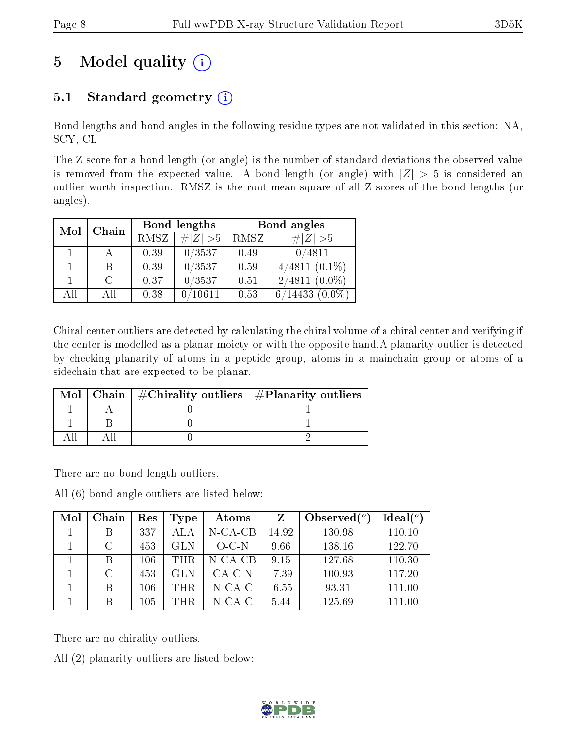# 5 Model quality (i)

## 5.1 Standard geometry (i)

Bond lengths and bond angles in the following residue types are not validated in this section: NA, SCY, CL

The Z score for a bond length (or angle) is the number of standard deviations the observed value is removed from the expected value. A bond length (or angle) with $|Z| > 5$ is considered an outlier worth inspection. RMSZ is the root-mean-square of all Z scores of the bond lengths (or angles).

| Mol | Chain | Bond lengths | | Bond angles | |
|---|---|---|---|---|---|
| | | RMSZ | #\|Z\| >5 | RMSZ | #\|Z\| >5 |
| 1 | A | 0.39 | 0/3537 | 0.49 | 0/4811 |
| 1 | B | 0.39 | 0/3537 | 0.59 | 4/4811 (0.1%) |
| 1 | C | 0.37 | 0/3537 | 0.51 | 2/4811 (0.0%) |
| All | All | 0.38 | 0/10611 | 0.53 | 6/14433 (0.0%) |

Chiral center outliers are detected by calculating the chiral volume of a chiral center and verifying if the center is modelled as a planar moiety or with the opposite hand.A planarity outlier is detected by checking planarity of atoms in a peptide group, atoms in a mainchain group or atoms of a sidechain that are expected to be planar.

| Mol | Chain | #Chirality outliers | #Planarity outliers |
|---|---|---|---|
| 1 | A | 0 | 1 |
| 1 | B | 0 | 1 |
| All | All | 0 | 2 |

There are no bond length outliers.

All (6) bond angle outliers are listed below:

| Mol | Chain | Res | Type | Atoms | Z | Observed(°) | Ideal(°) |
|---|---|---|---|---|---|---|---|
| 1 | B | 337 | ALA | N-CA-CB | 14.92 | 130.98 | 110.10 |
| 1 | C | 453 | GLN | O-C-N | 9.66 | 138.16 | 122.70 |
| 1 | B | 106 | THR | N-CA-CB | 9.15 | 127.68 | 110.30 |
| 1 | C | 453 | GLN | CA-C-N | -7.39 | 100.93 | 117.20 |
| 1 | B | 106 | THR | N-CA-C | -6.55 | 93.31 | 111.00 |
| 1 | B | 105 | THR | N-CA-C | 5.44 | 125.69 | 111.00 |

There are no chirality outliers.

All (2) planarity outliers are listed below: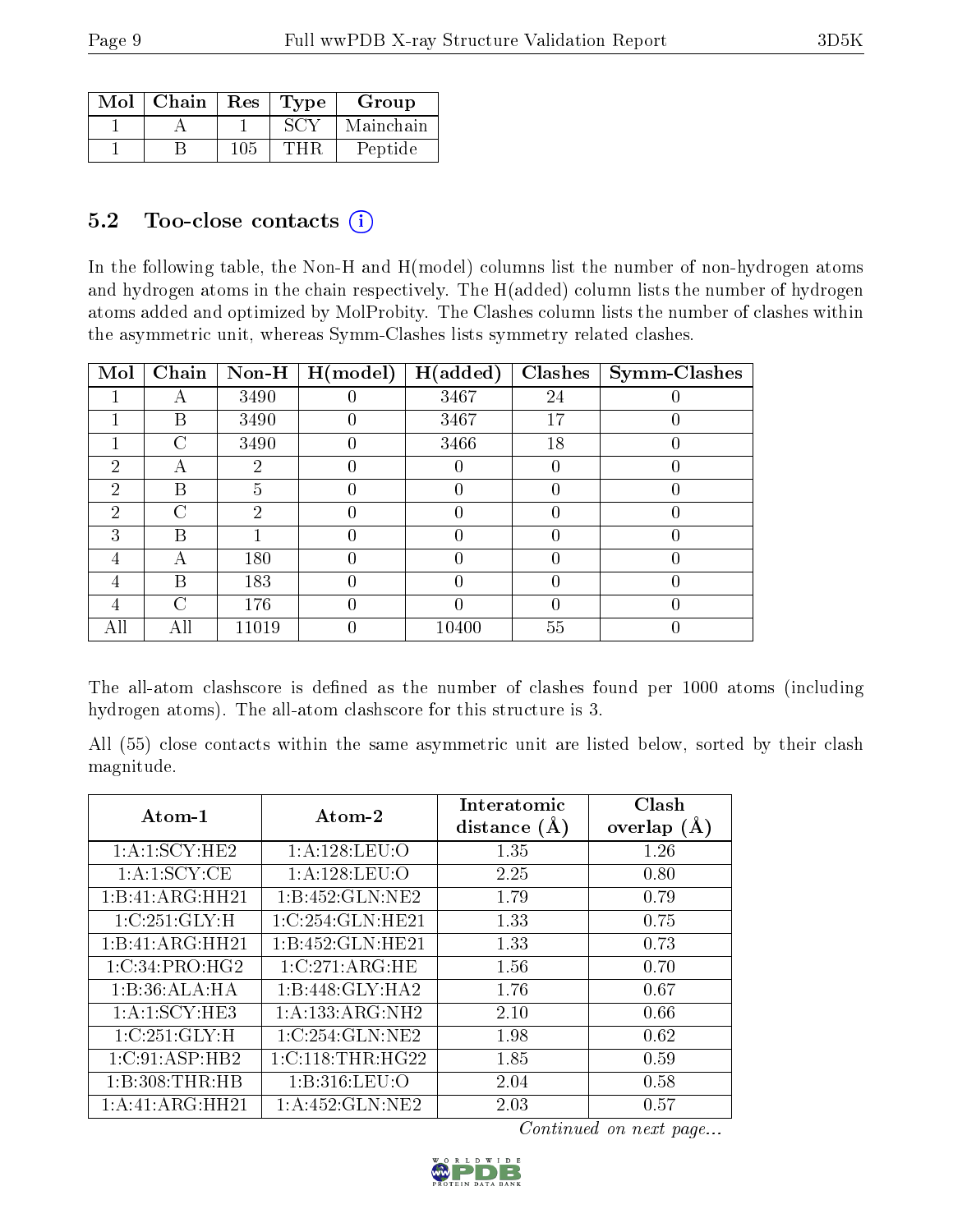| Mol | Chain | Res | Type | Group |
|---|---|---|---|---|
| 1 | A | 1 | SCY | Mainchain |
| 1 | B | 105 | THR | Peptide |

## 5.2 Too-close contacts (i)

In the following table, the Non-H and H(model) columns list the number of non-hydrogen atoms and hydrogen atoms in the chain respectively. The H(added) column lists the number of hydrogen atoms added and optimized by MolProbity. The Clashes column lists the number of clashes within the asymmetric unit, whereas Symm-Clashes lists symmetry related clashes.

| Mol | Chain | Non-H | H(model) | H(added) | Clashes | Symm-Clashes |
|---|---|---|---|---|---|---|
| 1 | A | 3490 | 0 | 3467 | 24 | 0 |
| 1 | B | 3490 | 0 | 3467 | 17 | 0 |
| 1 | C | 3490 | 0 | 3466 | 18 | 0 |
| 2 | A | 2 | 0 | 0 | 0 | 0 |
| 2 | B | 5 | 0 | 0 | 0 | 0 |
| 2 | C | 2 | 0 | 0 | 0 | 0 |
| 3 | B | 1 | 0 | 0 | 0 | 0 |
| 4 | A | 180 | 0 | 0 | 0 | 0 |
| 4 | B | 183 | 0 | 0 | 0 | 0 |
| 4 | C | 176 | 0 | 0 | 0 | 0 |
| All | All | 11019 | 0 | 10400 | 55 | 0 |

The all-atom clashscore is defined as the number of clashes found per 1000 atoms (including hydrogen atoms). The all-atom clashscore for this structure is 3.

All (55) close contacts within the same asymmetric unit are listed below, sorted by their clash magnitude.

| Atom-1 | Atom-2 | Interatomic distance (Å) | Clash overlap (Å) |
|---|---|---|---|
| 1:A:1:SCY:HE2 | 1:A:128:LEU:O | 1.35 | 1.26 |
| 1:A:1:SCY:CE | 1:A:128:LEU:O | 2.25 | 0.80 |
| 1:B:41:ARG:HH21 | 1:B:452:GLN:NE2 | 1.79 | 0.79 |
| 1:C:251:GLY:H | 1:C:254:GLN:HE21 | 1.33 | 0.75 |
| 1:B:41:ARG:HH21 | 1:B:452:GLN:HE21 | 1.33 | 0.73 |
| 1:C:34:PRO:HG2 | 1:C:271:ARG:HE | 1.56 | 0.70 |
| 1:B:36:ALA:HA | 1:B:448:GLY:HA2 | 1.76 | 0.67 |
| 1:A:1:SCY:HE3 | 1:A:133:ARG:NH2 | 2.10 | 0.66 |
| 1:C:251:GLY:H | 1:C:254:GLN:NE2 | 1.98 | 0.62 |
| 1:C:91:ASP:HB2 | 1:C:118:THR:HG22 | 1.85 | 0.59 |
| 1:B:308:THR:HB | 1:B:316:LEU:O | 2.04 | 0.58 |
| 1:A:41:ARG:HH21 | 1:A:452:GLN:NE2 | 2.03 | 0.57 |

*Continued on next page...*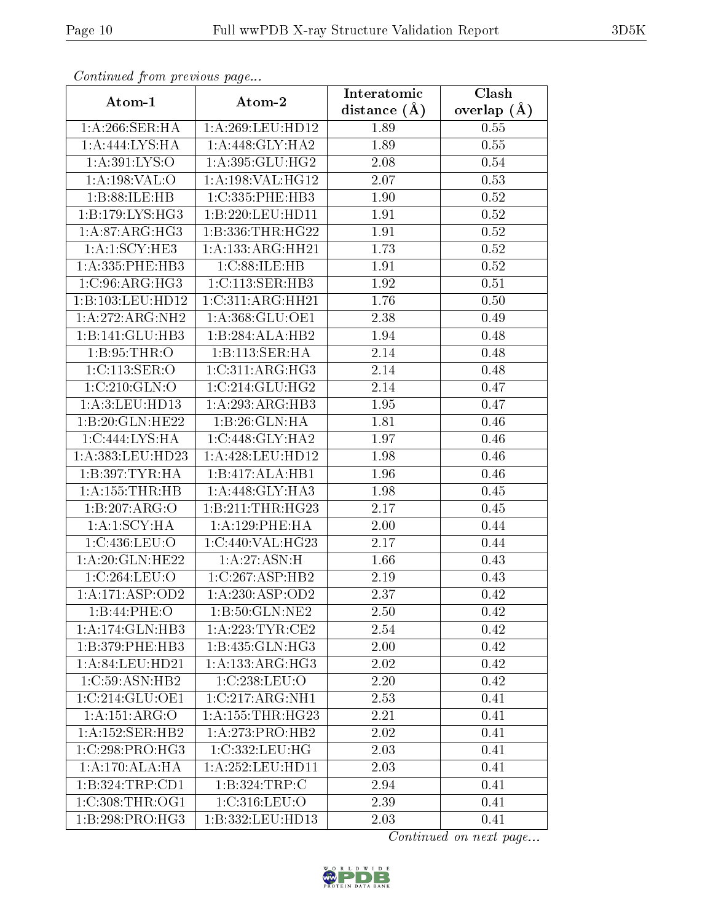*Continued from previous page...*

| Atom-1 | Atom-2 | Interatomic distance (Å) | Clash overlap (Å) |
|---|---|---|---|
| 1:A:266:SER:HA | 1:A:269:LEU:HD12 | 1.89 | 0.55 |
| 1:A:444:LYS:HA | 1:A:448:GLY:HA2 | 1.89 | 0.55 |
| 1:A:391:LYS:O | 1:A:395:GLU:HG2 | 2.08 | 0.54 |
| 1:A:198:VAL:O | 1:A:198:VAL:HG12 | 2.07 | 0.53 |
| 1:B:88:ILE:HB | 1:C:335:PHE:HB3 | 1.90 | 0.52 |
| 1:B:179:LYS:HG3 | 1:B:220:LEU:HD11 | 1.91 | 0.52 |
| 1:A:87:ARG:HG3 | 1:B:336:THR:HG22 | 1.91 | 0.52 |
| 1:A:1:SCY:HE3 | 1:A:133:ARG:HH21 | 1.73 | 0.52 |
| 1:A:335:PHE:HB3 | 1:C:88:ILE:HB | 1.91 | 0.52 |
| 1:C:96:ARG:HG3 | 1:C:113:SER:HB3 | 1.92 | 0.51 |
| 1:B:103:LEU:HD12 | 1:C:311:ARG:HH21 | 1.76 | 0.50 |
| 1:A:272:ARG:NH2 | 1:A:368:GLU:OE1 | 2.38 | 0.49 |
| 1:B:141:GLU:HB3 | 1:B:284:ALA:HB2 | 1.94 | 0.48 |
| 1:B:95:THR:O | 1:B:113:SER:HA | 2.14 | 0.48 |
| 1:C:113:SER:O | 1:C:311:ARG:HG3 | 2.14 | 0.48 |
| 1:C:210:GLN:O | 1:C:214:GLU:HG2 | 2.14 | 0.47 |
| 1:A:3:LEU:HD13 | 1:A:293:ARG:HB3 | 1.95 | 0.47 |
| 1:B:20:GLN:HE22 | 1:B:26:GLN:HA | 1.81 | 0.46 |
| 1:C:444:LYS:HA | 1:C:448:GLY:HA2 | 1.97 | 0.46 |
| 1:A:383:LEU:HD23 | 1:A:428:LEU:HD12 | 1.98 | 0.46 |
| 1:B:397:TYR:HA | 1:B:417:ALA:HB1 | 1.96 | 0.46 |
| 1:A:155:THR:HB | 1:A:448:GLY:HA3 | 1.98 | 0.45 |
| 1:B:207:ARG:O | 1:B:211:THR:HG23 | 2.17 | 0.45 |
| 1:A:1:SCY:HA | 1:A:129:PHE:HA | 2.00 | 0.44 |
| 1:C:436:LEU:O | 1:C:440:VAL:HG23 | 2.17 | 0.44 |
| 1:A:20:GLN:HE22 | 1:A:27:ASN:H | 1.66 | 0.43 |
| 1:C:264:LEU:O | 1:C:267:ASP:HB2 | 2.19 | 0.43 |
| 1:A:171:ASP:OD2 | 1:A:230:ASP:OD2 | 2.37 | 0.42 |
| 1:B:44:PHE:O | 1:B:50:GLN:NE2 | 2.50 | 0.42 |
| 1:A:174:GLN:HB3 | 1:A:223:TYR:CE2 | 2.54 | 0.42 |
| 1:B:379:PHE:HB3 | 1:B:435:GLN:HG3 | 2.00 | 0.42 |
| 1:A:84:LEU:HD21 | 1:A:133:ARG:HG3 | 2.02 | 0.42 |
| 1:C:59:ASN:HB2 | 1:C:238:LEU:O | 2.20 | 0.42 |
| 1:C:214:GLU:OE1 | 1:C:217:ARG:NH1 | 2.53 | 0.41 |
| 1:A:151:ARG:O | 1:A:155:THR:HG23 | 2.21 | 0.41 |
| 1:A:152:SER:HB2 | 1:A:273:PRO:HB2 | 2.02 | 0.41 |
| 1:C:298:PRO:HG3 | 1:C:332:LEU:HG | 2.03 | 0.41 |
| 1:A:170:ALA:HA | 1:A:252:LEU:HD11 | 2.03 | 0.41 |
| 1:B:324:TRP:CD1 | 1:B:324:TRP:C | 2.94 | 0.41 |
| 1:C:308:THR:OG1 | 1:C:316:LEU:O | 2.39 | 0.41 |
| 1:B:298:PRO:HG3 | 1:B:332:LEU:HD13 | 2.03 | 0.41 |

*Continued on next page...*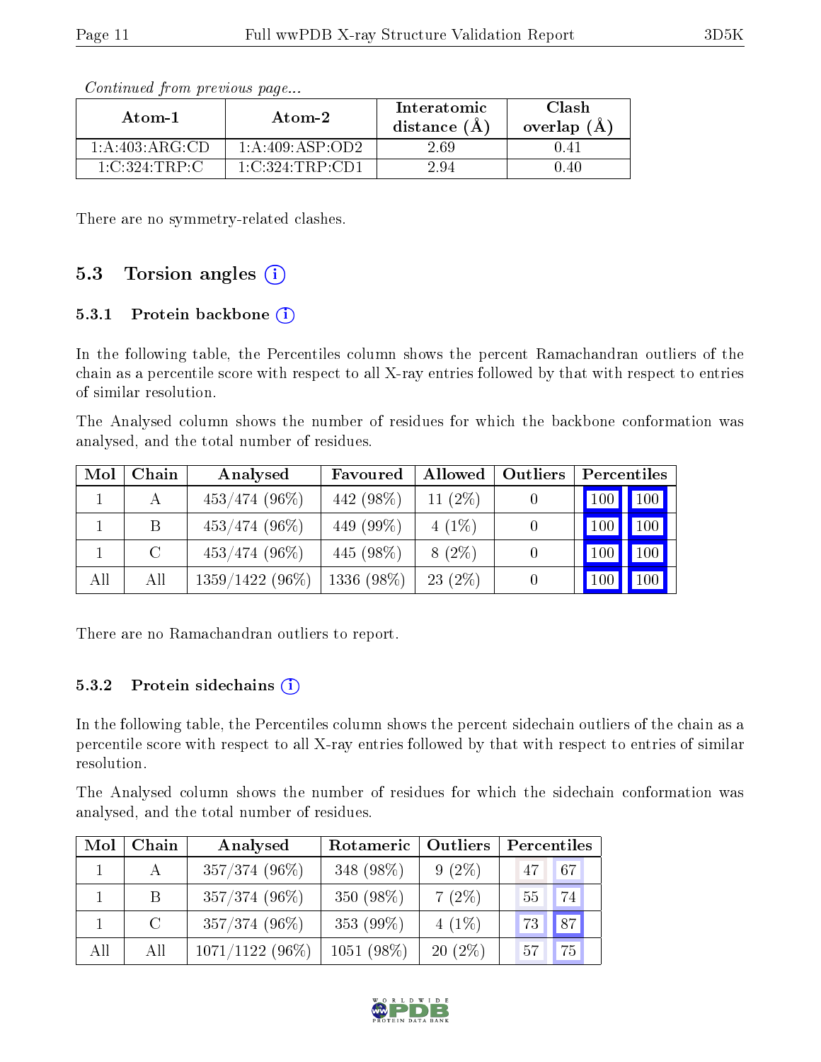*Continued from previous page...*

| Atom-1 | Atom-2 | Interatomic distance (Å) | Clash overlap (Å) |
|---|---|---|---|
| 1:A:403:ARG:CD | 1:A:409:ASP:OD2 | 2.69 | 0.41 |
| 1:C:324:TRP:C | 1:C:324:TRP:CD1 | 2.94 | 0.40 |

There are no symmetry-related clashes.

## 5.3 Torsion angles

### 5.3.1 Protein backbone

In the following table, the Percentiles column shows the percent Ramachandran outliers of the chain as a percentile score with respect to all X-ray entries followed by that with respect to entries of similar resolution.

The Analysed column shows the number of residues for which the backbone conformation was analysed, and the total number of residues.

| Mol | Chain | Analysed | Favoured | Allowed | Outliers | Percentiles | |
|---|---|---|---|---|---|---|---|
| 1 | A | 453/474 (96%) | 442 (98%) | 11 (2%) | 0 | 100 | 100 |
| 1 | B | 453/474 (96%) | 449 (99%) | 4 (1%) | 0 | 100 | 100 |
| 1 | C | 453/474 (96%) | 445 (98%) | 8 (2%) | 0 | 100 | 100 |
| All | All | 1359/1422 (96%) | 1336 (98%) | 23 (2%) | 0 | 100 | 100 |

There are no Ramachandran outliers to report.

### 5.3.2 Protein sidechains

In the following table, the Percentiles column shows the percent sidechain outliers of the chain as a percentile score with respect to all X-ray entries followed by that with respect to entries of similar resolution.

The Analysed column shows the number of residues for which the sidechain conformation was analysed, and the total number of residues.

| Mol | Chain | Analysed | Rotameric | Outliers | Percentiles | |
|---|---|---|---|---|---|---|
| 1 | A | 357/374 (96%) | 348 (98%) | 9 (2%) | 47 | 67 |
| 1 | B | 357/374 (96%) | 350 (98%) | 7 (2%) | 55 | 74 |
| 1 | C | 357/374 (96%) | 353 (99%) | 4 (1%) | 73 | 87 |
| All | All | 1071/1122 (96%) | 1051 (98%) | 20 (2%) | 57 | 75 |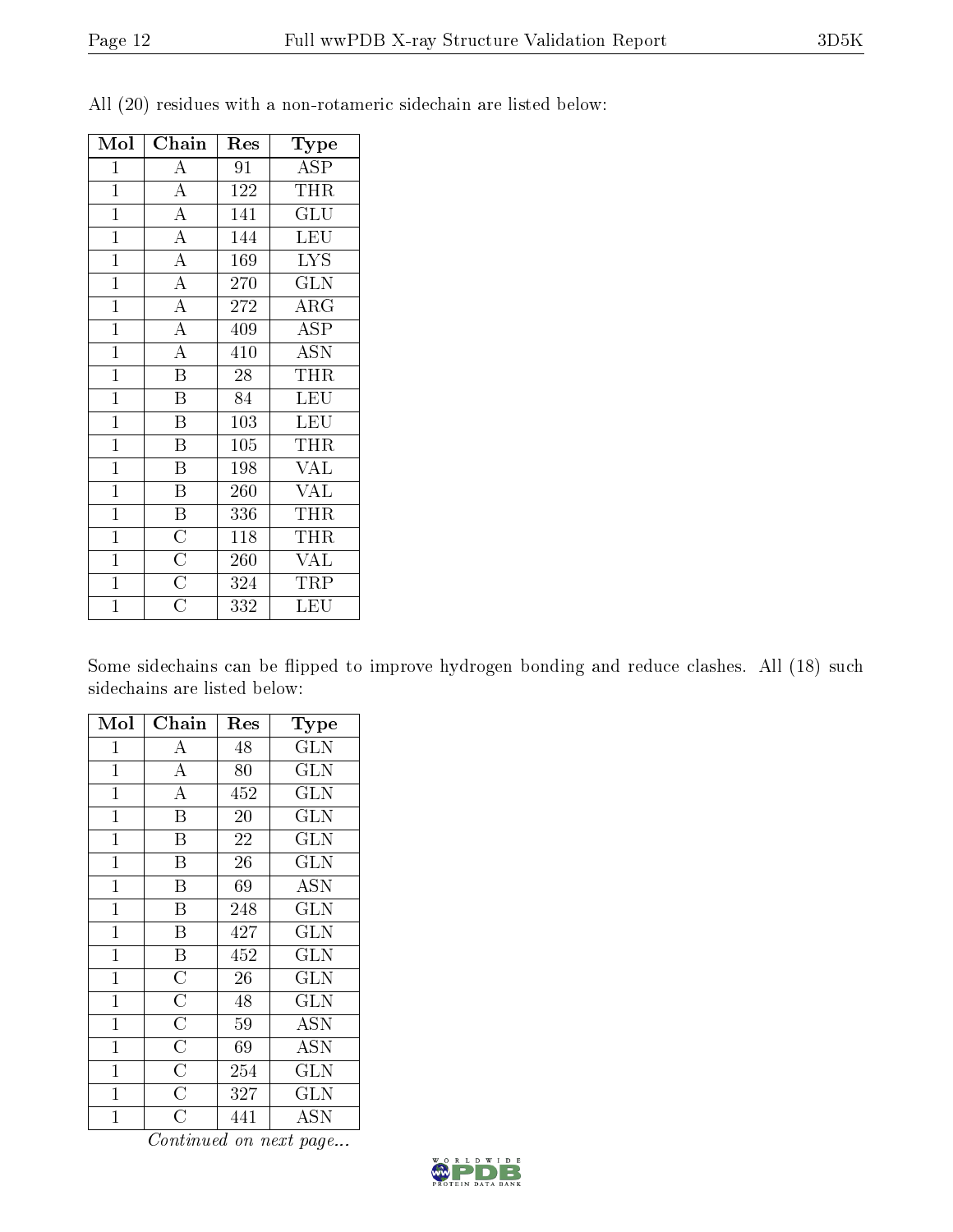All (20) residues with a non-rotameric sidechain are listed below:

| Mol | Chain | Res | Type |
|---|---|---|---|
| 1 | A | 91 | ASP |
| 1 | A | 122 | THR |
| 1 | A | 141 | GLU |
| 1 | A | 144 | LEU |
| 1 | A | 169 | LYS |
| 1 | A | 270 | GLN |
| 1 | A | 272 | ARG |
| 1 | A | 409 | ASP |
| 1 | A | 410 | ASN |
| 1 | B | 28 | THR |
| 1 | B | 84 | LEU |
| 1 | B | 103 | LEU |
| 1 | B | 105 | THR |
| 1 | B | 198 | VAL |
| 1 | B | 260 | VAL |
| 1 | B | 336 | THR |
| 1 | C | 118 | THR |
| 1 | C | 260 | VAL |
| 1 | C | 324 | TRP |
| 1 | C | 332 | LEU |

Some sidechains can be flipped to improve hydrogen bonding and reduce clashes. All (18) such sidechains are listed below:

| Mol | Chain | Res | Type |
|---|---|---|---|
| 1 | A | 48 | GLN |
| 1 | A | 80 | GLN |
| 1 | A | 452 | GLN |
| 1 | B | 20 | GLN |
| 1 | B | 22 | GLN |
| 1 | B | 26 | GLN |
| 1 | B | 69 | ASN |
| 1 | B | 248 | GLN |
| 1 | B | 427 | GLN |
| 1 | B | 452 | GLN |
| 1 | C | 26 | GLN |
| 1 | C | 48 | GLN |
| 1 | C | 59 | ASN |
| 1 | C | 69 | ASN |
| 1 | C | 254 | GLN |
| 1 | C | 327 | GLN |
| 1 | C | 441 | ASN |

*Continued on next page...*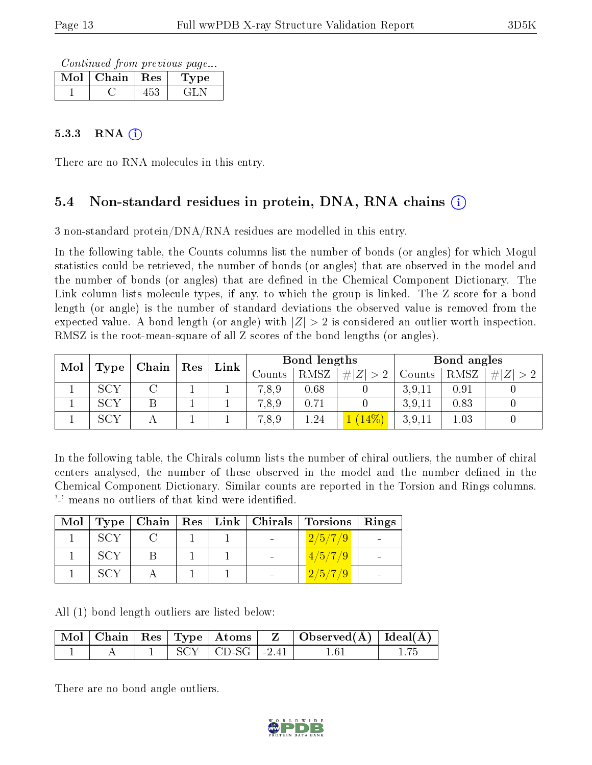*Continued from previous page...*

| Mol | Chain | Res | Type |
|---|---|---|---|
| 1 | C | 453 | GLN |

### 5.3.3 RNA (i)

There are no RNA molecules in this entry.

## 5.4 Non-standard residues in protein, DNA, RNA chains (i)

3 non-standard protein/DNA/RNA residues are modelled in this entry.

In the following table, the Counts columns list the number of bonds (or angles) for which Mogul statistics could be retrieved, the number of bonds (or angles) that are observed in the model and the number of bonds (or angles) that are defined in the Chemical Component Dictionary. The Link column lists molecule types, if any, to which the group is linked. The Z score for a bond length (or angle) is the number of standard deviations the observed value is removed from the expected value. A bond length (or angle) with $|Z| > 2$ is considered an outlier worth inspection. RMSZ is the root-mean-square of all Z scores of the bond lengths (or angles).

| Mol | Type | Chain | Res | Link | Bond lengths | | | Bond angles | | |
|---|---|---|---|---|---|---|---|---|---|---|
| | | | | | Counts | RMSZ | $\#\|Z\| > 2$ | Counts | RMSZ | $\#\|Z\| > 2$ |
| 1 | SCY | C | 1 | 1 | 7,8,9 | 0.68 | 0 | 3,9,11 | 0.91 | 0 |
| 1 | SCY | B | 1 | 1 | 7,8,9 | 0.71 | 0 | 3,9,11 | 0.83 | 0 |
| 1 | SCY | A | 1 | 1 | 7,8,9 | 1.24 | 1 (14%) | 3,9,11 | 1.03 | 0 |

In the following table, the Chirals column lists the number of chiral outliers, the number of chiral centers analysed, the number of these observed in the model and the number defined in the Chemical Component Dictionary. Similar counts are reported in the Torsion and Rings columns. '-' means no outliers of that kind were identified.

| Mol | Type | Chain | Res | Link | Chirals | Torsions | Rings |
|---|---|---|---|---|---|---|---|
| 1 | SCY | C | 1 | 1 | - | 2/5/7/9 | - |
| 1 | SCY | B | 1 | 1 | - | 4/5/7/9 | - |
| 1 | SCY | A | 1 | 1 | - | 2/5/7/9 | - |

All (1) bond length outliers are listed below:

| Mol | Chain | Res | Type | Atoms | Z | Observed(Å) | Ideal(Å) |
|---|---|---|---|---|---|---|---|
| 1 | A | 1 | SCY | CD-SG | -2.41 | 1.61 | 1.75 |

There are no bond angle outliers.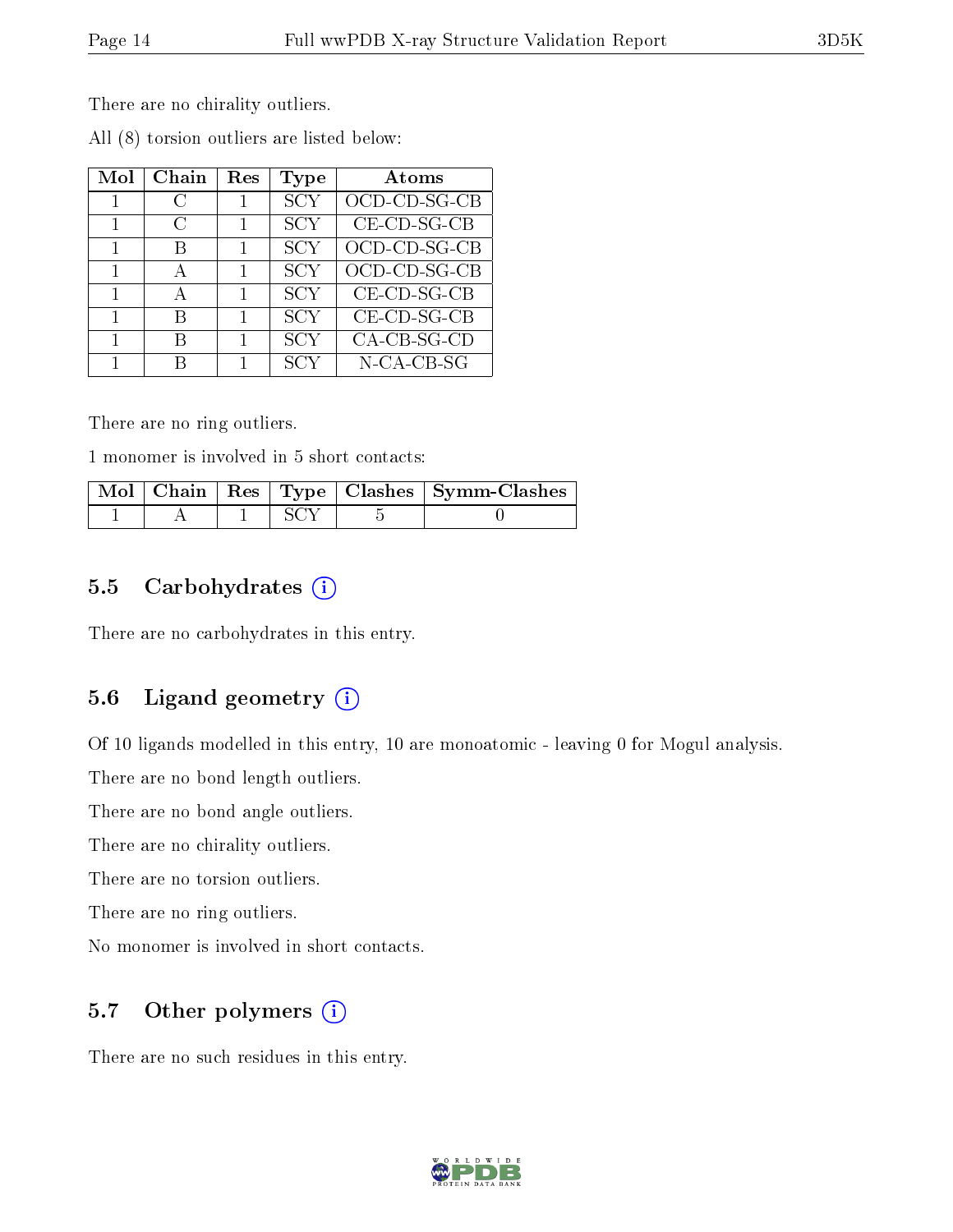There are no chirality outliers.

All (8) torsion outliers are listed below:

| Mol | Chain | Res | Type | Atoms |
|---|---|---|---|---|
| 1 | C | 1 | SCY | OCD-CD-SG-CB |
| 1 | C | 1 | SCY | CE-CD-SG-CB |
| 1 | B | 1 | SCY | OCD-CD-SG-CB |
| 1 | A | 1 | SCY | OCD-CD-SG-CB |
| 1 | A | 1 | SCY | CE-CD-SG-CB |
| 1 | B | 1 | SCY | CE-CD-SG-CB |
| 1 | B | 1 | SCY | CA-CB-SG-CD |
| 1 | B | 1 | SCY | N-CA-CB-SG |

There are no ring outliers.

1 monomer is involved in 5 short contacts:

| Mol | Chain | Res | Type | Clashes | Symm-Clashes |
|---|---|---|---|---|---|
| 1 | A | 1 | SCY | 5 | 0 |

### 5.5 Carbohydrates

There are no carbohydrates in this entry.

### 5.6 Ligand geometry

Of 10 ligands modelled in this entry, 10 are monoatomic - leaving 0 for Mogul analysis.

There are no bond length outliers.

There are no bond angle outliers.

There are no chirality outliers.

There are no torsion outliers.

There are no ring outliers.

No monomer is involved in short contacts.

### 5.7 Other polymers

There are no such residues in this entry.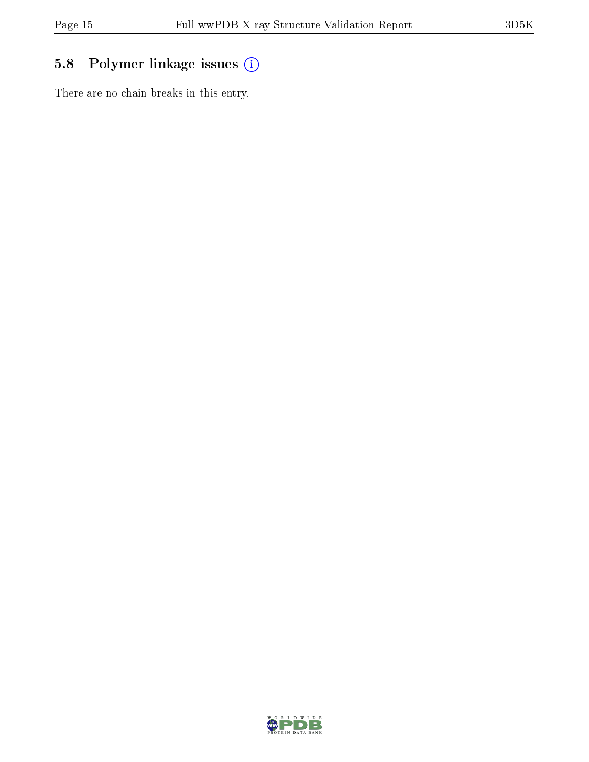## 5.8 Polymer linkage issues

There are no chain breaks in this entry.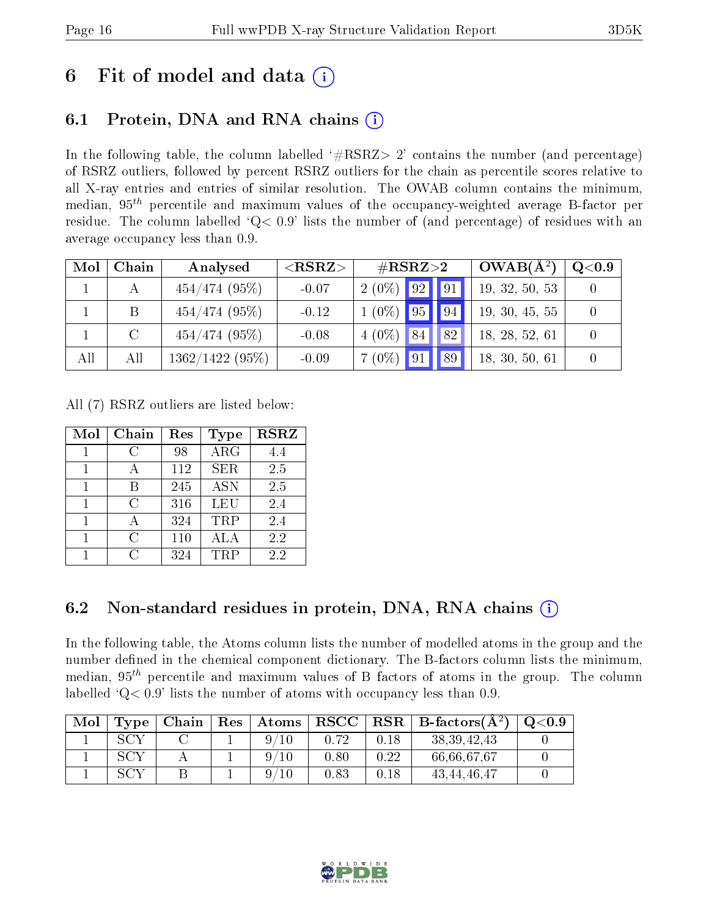# 6 Fit of model and data (i)

## 6.1 Protein, DNA and RNA chains (i)

In the following table, the column labelled '#RSRZ> 2' contains the number (and percentage) of RSRZ outliers, followed by percent RSRZ outliers for the chain as percentile scores relative to all X-ray entries and entries of similar resolution. The OWAB column contains the minimum, median, $95^{th}$ percentile and maximum values of the occupancy-weighted average B-factor per residue. The column labelled 'Q< 0.9' lists the number of (and percentage) of residues with an average occupancy less than 0.9.

| Mol | Chain | Analysed | <RSRZ> | #RSRZ>2 | | | OWAB(Å$^2$) | Q<0.9 |
|---|---|---|---|---|---|---|---|---|
| 1 | A | 454/474 (95%) | -0.07 | 2 (0%) | 92 | 91 | 19, 32, 50, 53 | 0 |
| 1 | B | 454/474 (95%) | -0.12 | 1 (0%) | 95 | 94 | 19, 30, 45, 55 | 0 |
| 1 | C | 454/474 (95%) | -0.08 | 4 (0%) | 84 | 82 | 18, 28, 52, 61 | 0 |
| All | All | 1362/1422 (95%) | -0.09 | 7 (0%) | 91 | 89 | 18, 30, 50, 61 | 0 |

All (7) RSRZ outliers are listed below:

| Mol | Chain | Res | Type | RSRZ |
|---|---|---|---|---|
| 1 | C | 98 | ARG | 4.4 |
| 1 | A | 112 | SER | 2.5 |
| 1 | B | 245 | ASN | 2.5 |
| 1 | C | 316 | LEU | 2.4 |
| 1 | A | 324 | TRP | 2.4 |
| 1 | C | 110 | ALA | 2.2 |
| 1 | C | 324 | TRP | 2.2 |

## 6.2 Non-standard residues in protein, DNA, RNA chains (i)

In the following table, the Atoms column lists the number of modelled atoms in the group and the number defined in the chemical component dictionary. The B-factors column lists the minimum, median, $95^{th}$ percentile and maximum values of B factors of atoms in the group. The column labelled 'Q< 0.9' lists the number of atoms with occupancy less than 0.9.

| Mol | Type | Chain | Res | Atoms | RSCC | RSR | B-factors(Å$^2$) | Q<0.9 |
|---|---|---|---|---|---|---|---|---|
| 1 | SCY | C | 1 | 9/10 | 0.72 | 0.18 | 38,39,42,43 | 0 |
| 1 | SCY | A | 1 | 9/10 | 0.80 | 0.22 | 66,66,67,67 | 0 |
| 1 | SCY | B | 1 | 9/10 | 0.83 | 0.18 | 43,44,46,47 | 0 |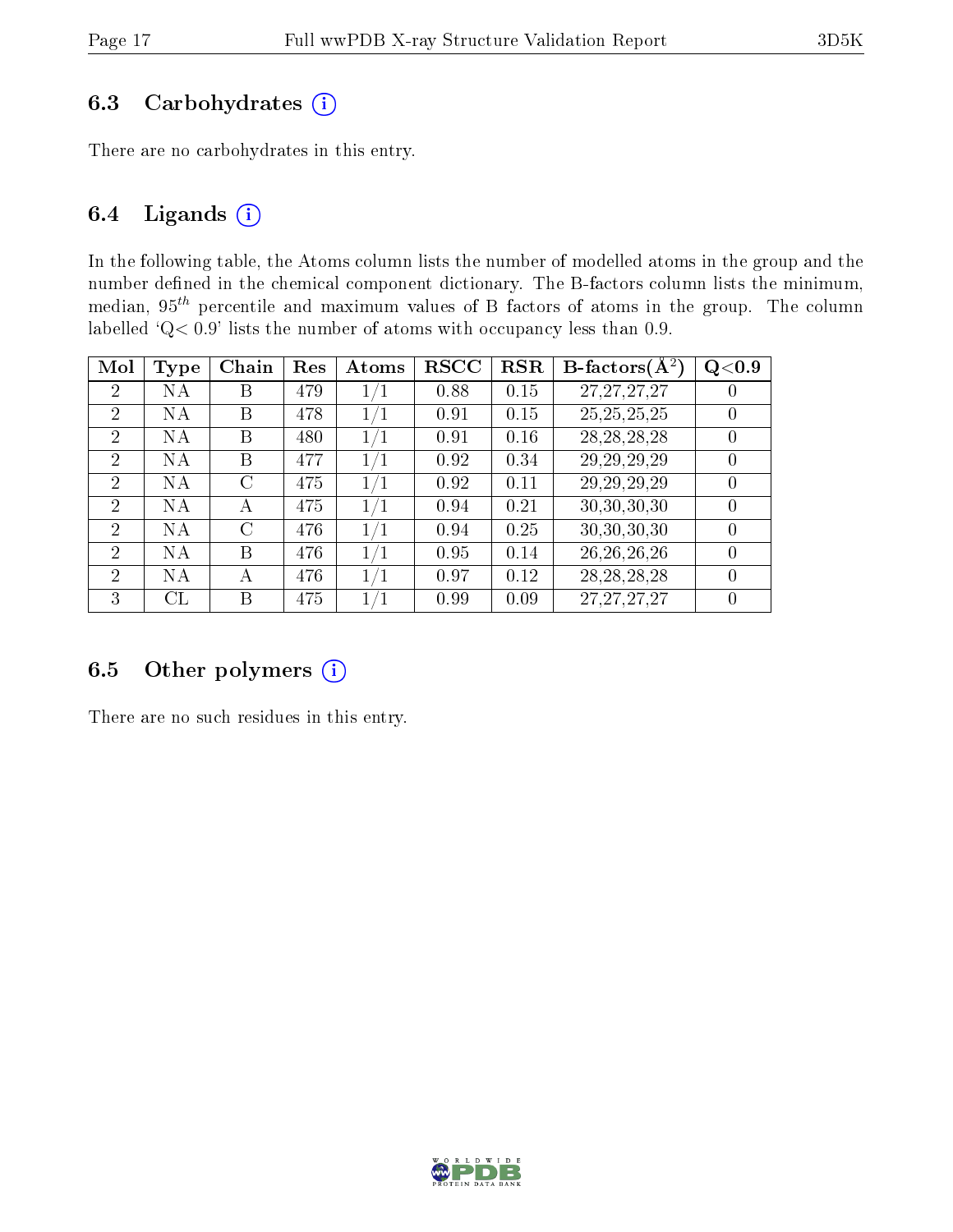### 6.3 Carbohydrates

There are no carbohydrates in this entry.

### 6.4 Ligands

In the following table, the Atoms column lists the number of modelled atoms in the group and the number defined in the chemical component dictionary. The B-factors column lists the minimum, median, $95^{th}$ percentile and maximum values of B factors of atoms in the group. The column labelled 'Q< 0.9' lists the number of atoms with occupancy less than 0.9.

| Mol | Type | Chain | Res | Atoms | RSCC | RSR | B-factors(Å$^2$) | Q<0.9 |
|---|---|---|---|---|---|---|---|---|
| 2 | NA | B | 479 | 1/1 | 0.88 | 0.15 | 27,27,27,27 | 0 |
| 2 | NA | B | 478 | 1/1 | 0.91 | 0.15 | 25,25,25,25 | 0 |
| 2 | NA | B | 480 | 1/1 | 0.91 | 0.16 | 28,28,28,28 | 0 |
| 2 | NA | B | 477 | 1/1 | 0.92 | 0.34 | 29,29,29,29 | 0 |
| 2 | NA | C | 475 | 1/1 | 0.92 | 0.11 | 29,29,29,29 | 0 |
| 2 | NA | A | 475 | 1/1 | 0.94 | 0.21 | 30,30,30,30 | 0 |
| 2 | NA | C | 476 | 1/1 | 0.94 | 0.25 | 30,30,30,30 | 0 |
| 2 | NA | B | 476 | 1/1 | 0.95 | 0.14 | 26,26,26,26 | 0 |
| 2 | NA | A | 476 | 1/1 | 0.97 | 0.12 | 28,28,28,28 | 0 |
| 3 | CL | B | 475 | 1/1 | 0.99 | 0.09 | 27,27,27,27 | 0 |

### 6.5 Other polymers

There are no such residues in this entry.